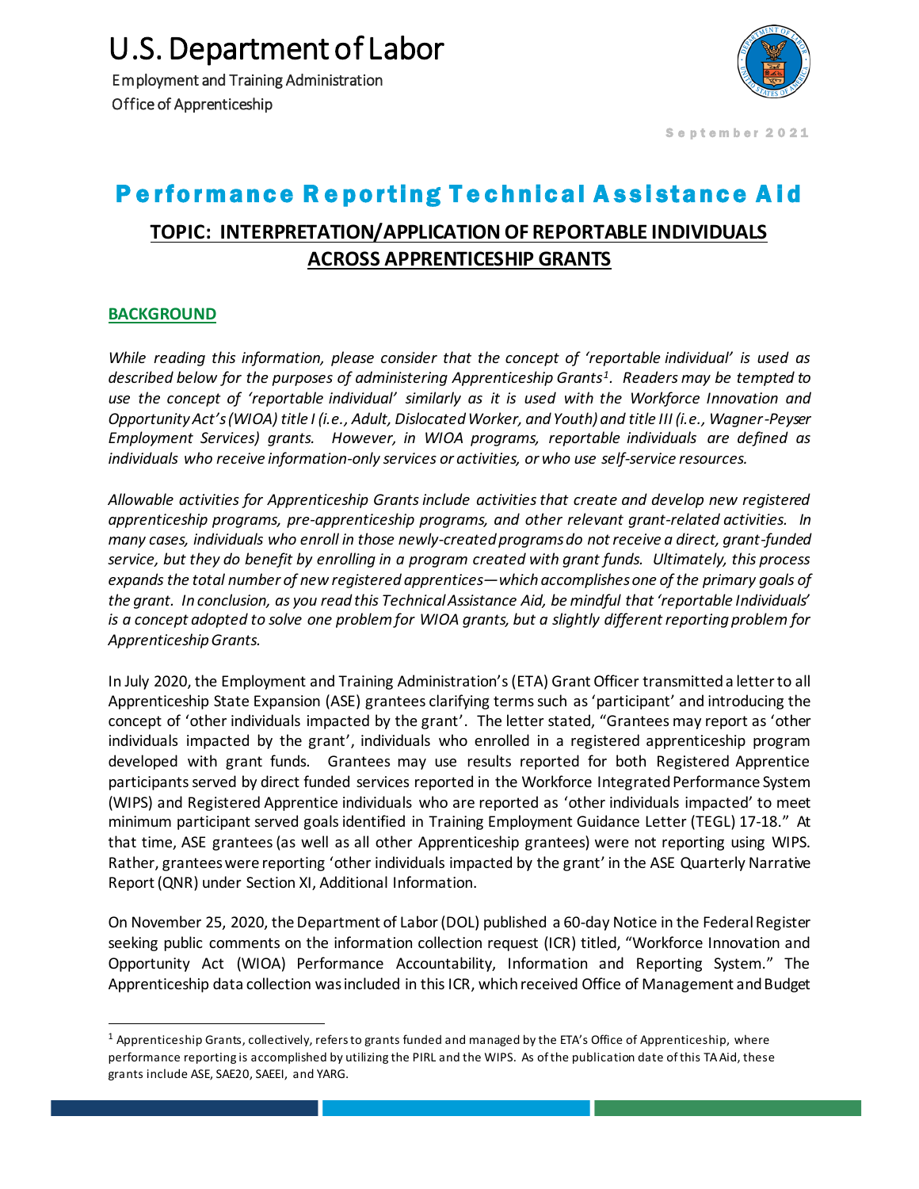# U.S. Department of Labor

Employment and Training Administration
Office of Apprenticeship

September 2021

## Performance Reporting Technical Assistance Aid

### TOPIC: INTERPRETATION/APPLICATION OF REPORTABLE INDIVIDUALS ACROSS APPRENTICESHIP GRANTS

### BACKGROUND

*While reading this information, please consider that the concept of 'reportable individual' is used as described below for the purposes of administering Apprenticeship Grants[1]. Readers may be tempted to use the concept of 'reportable individual' similarly as it is used with the Workforce Innovation and Opportunity Act's (WIOA) title I (i.e., Adult, Dislocated Worker, and Youth) and title III (i.e., Wagner-Peyser Employment Services) grants. However, in WIOA programs, reportable individuals are defined as individuals who receive information-only services or activities, or who use self-service resources.*

*Allowable activities for Apprenticeship Grants include activities that create and develop new registered apprenticeship programs, pre-apprenticeship programs, and other relevant grant-related activities. In many cases, individuals who enroll in those newly-created programs do not receive a direct, grant-funded service, but they do benefit by enrolling in a program created with grant funds. Ultimately, this process expands the total number of new registered apprentices—which accomplishes one of the primary goals of the grant. In conclusion, as you read this Technical Assistance Aid, be mindful that 'reportable Individuals' is a concept adopted to solve one problem for WIOA grants, but a slightly different reporting problem for Apprenticeship Grants.*

In July 2020, the Employment and Training Administration's (ETA) Grant Officer transmitted a letter to all Apprenticeship State Expansion (ASE) grantees clarifying terms such as 'participant' and introducing the concept of 'other individuals impacted by the grant'. The letter stated, "Grantees may report as 'other individuals impacted by the grant', individuals who enrolled in a registered apprenticeship program developed with grant funds. Grantees may use results reported for both Registered Apprentice participants served by direct funded services reported in the Workforce Integrated Performance System (WIPS) and Registered Apprentice individuals who are reported as 'other individuals impacted' to meet minimum participant served goals identified in Training Employment Guidance Letter (TEGL) 17-18." At that time, ASE grantees (as well as all other Apprenticeship grantees) were not reporting using WIPS. Rather, grantees were reporting 'other individuals impacted by the grant' in the ASE Quarterly Narrative Report (QNR) under Section XI, Additional Information.

On November 25, 2020, the Department of Labor (DOL) published a 60-day Notice in the Federal Register seeking public comments on the information collection request (ICR) titled, "Workforce Innovation and Opportunity Act (WIOA) Performance Accountability, Information and Reporting System." The Apprenticeship data collection was included in this ICR, which received Office of Management and Budget

---

[1] Apprenticeship Grants, collectively, refers to grants funded and managed by the ETA's Office of Apprenticeship, where performance reporting is accomplished by utilizing the PIRL and the WIPS. As of the publication date of this TA Aid, these grants include ASE, SAE20, SAEEI, and YARG.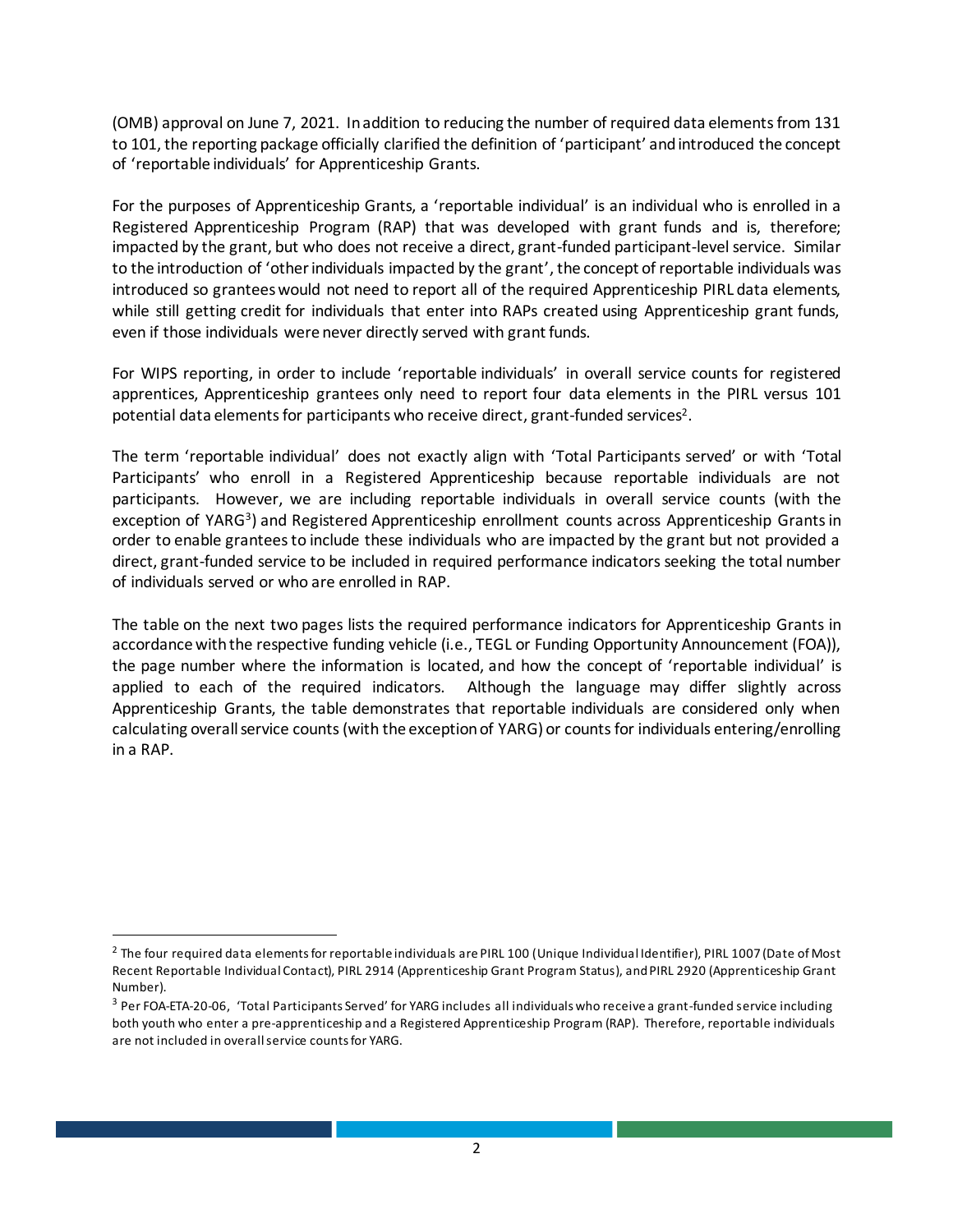(OMB) approval on June 7, 2021. In addition to reducing the number of required data elements from 131 to 101, the reporting package officially clarified the definition of 'participant' and introduced the concept of 'reportable individuals' for Apprenticeship Grants.

For the purposes of Apprenticeship Grants, a 'reportable individual' is an individual who is enrolled in a Registered Apprenticeship Program (RAP) that was developed with grant funds and is, therefore; impacted by the grant, but who does not receive a direct, grant-funded participant-level service. Similar to the introduction of 'other individuals impacted by the grant', the concept of reportable individuals was introduced so grantees would not need to report all of the required Apprenticeship PIRL data elements, while still getting credit for individuals that enter into RAPs created using Apprenticeship grant funds, even if those individuals were never directly served with grant funds.

For WIPS reporting, in order to include 'reportable individuals' in overall service counts for registered apprentices, Apprenticeship grantees only need to report four data elements in the PIRL versus 101 potential data elements for participants who receive direct, grant-funded services[2].

The term 'reportable individual' does not exactly align with 'Total Participants served' or with 'Total Participants' who enroll in a Registered Apprenticeship because reportable individuals are not participants. However, we are including reportable individuals in overall service counts (with the exception of YARG[3]) and Registered Apprenticeship enrollment counts across Apprenticeship Grants in order to enable grantees to include these individuals who are impacted by the grant but not provided a direct, grant-funded service to be included in required performance indicators seeking the total number of individuals served or who are enrolled in RAP.

The table on the next two pages lists the required performance indicators for Apprenticeship Grants in accordance with the respective funding vehicle (i.e., TEGL or Funding Opportunity Announcement (FOA)), the page number where the information is located, and how the concept of 'reportable individual' is applied to each of the required indicators. Although the language may differ slightly across Apprenticeship Grants, the table demonstrates that reportable individuals are considered only when calculating overall service counts (with the exception of YARG) or counts for individuals entering/enrolling in a RAP.

---

[2] The four required data elements for reportable individuals are PIRL 100 (Unique Individual Identifier), PIRL 1007 (Date of Most Recent Reportable Individual Contact), PIRL 2914 (Apprenticeship Grant Program Status), and PIRL 2920 (Apprenticeship Grant Number).

[3] Per FOA-ETA-20-06, 'Total Participants Served' for YARG includes all individuals who receive a grant-funded service including both youth who enter a pre-apprenticeship and a Registered Apprenticeship Program (RAP). Therefore, reportable individuals are not included in overall service counts for YARG.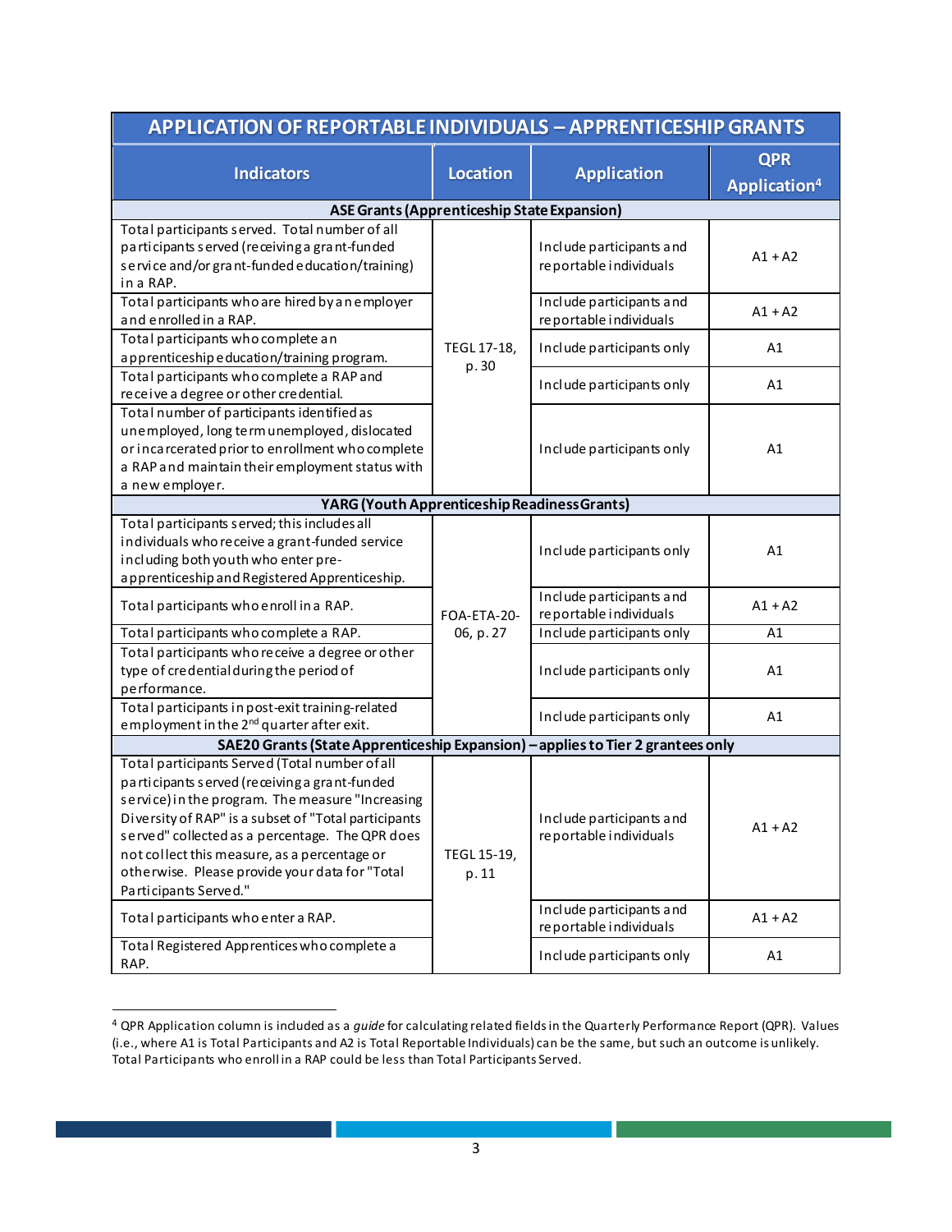| APPLICATION OF REPORTABLE INDIVIDUALS – APPRENTICESHIP GRANTS | | | |
|---|---|---|---|
| **Indicators** | **Location** | **Application** | **QPR Application**[4] |
| **ASE Grants (Apprenticeship State Expansion)** | | | |
| Total participants served. Total number of all participants served (receiving a grant-funded service and/or grant-funded education/training) in a RAP. | TEGL 17-18, p. 30 | Include participants and reportable individuals | A1 + A2 |
| Total participants who are hired by an employer and enrolled in a RAP. | | Include participants and reportable individuals | A1 + A2 |
| Total participants who complete an apprenticeship education/training program. | | Include participants only | A1 |
| Total participants who complete a RAP and receive a degree or other credential. | | Include participants only | A1 |
| Total number of participants identified as unemployed, long term unemployed, dislocated or incarcerated prior to enrollment who complete a RAP and maintain their employment status with a new employer. | | Include participants only | A1 |
| **YARG (Youth Apprenticeship Readiness Grants)** | | | |
| Total participants served; this includes all individuals who receive a grant-funded service including both youth who enter pre-apprenticeship and Registered Apprenticeship. | FOA-ETA-20-06, p. 27 | Include participants only | A1 |
| Total participants who enroll in a RAP. | | Include participants and reportable individuals | A1 + A2 |
| Total participants who complete a RAP. | | Include participants only | A1 |
| Total participants who receive a degree or other type of credential during the period of performance. | | Include participants only | A1 |
| Total participants in post-exit training-related employment in the 2nd quarter after exit. | | Include participants only | A1 |
| **SAE20 Grants (State Apprenticeship Expansion) – applies to Tier 2 grantees only** | | | |
| Total participants Served (Total number of all participants served (receiving a grant-funded service) in the program. The measure "Increasing Diversity of RAP" is a subset of "Total participants served" collected as a percentage. The QPR does not collect this measure, as a percentage or otherwise. Please provide your data for "Total Participants Served." | TEGL 15-19, p. 11 | Include participants and reportable individuals | A1 + A2 |
| Total participants who enter a RAP. | | Include participants and reportable individuals | A1 + A2 |
| Total Registered Apprentices who complete a RAP. | | Include participants only | A1 |

[4] QPR Application column is included as a *guide* for calculating related fields in the Quarterly Performance Report (QPR). Values (i.e., where A1 is Total Participants and A2 is Total Reportable Individuals) can be the same, but such an outcome is unlikely. Total Participants who enroll in a RAP could be less than Total Participants Served.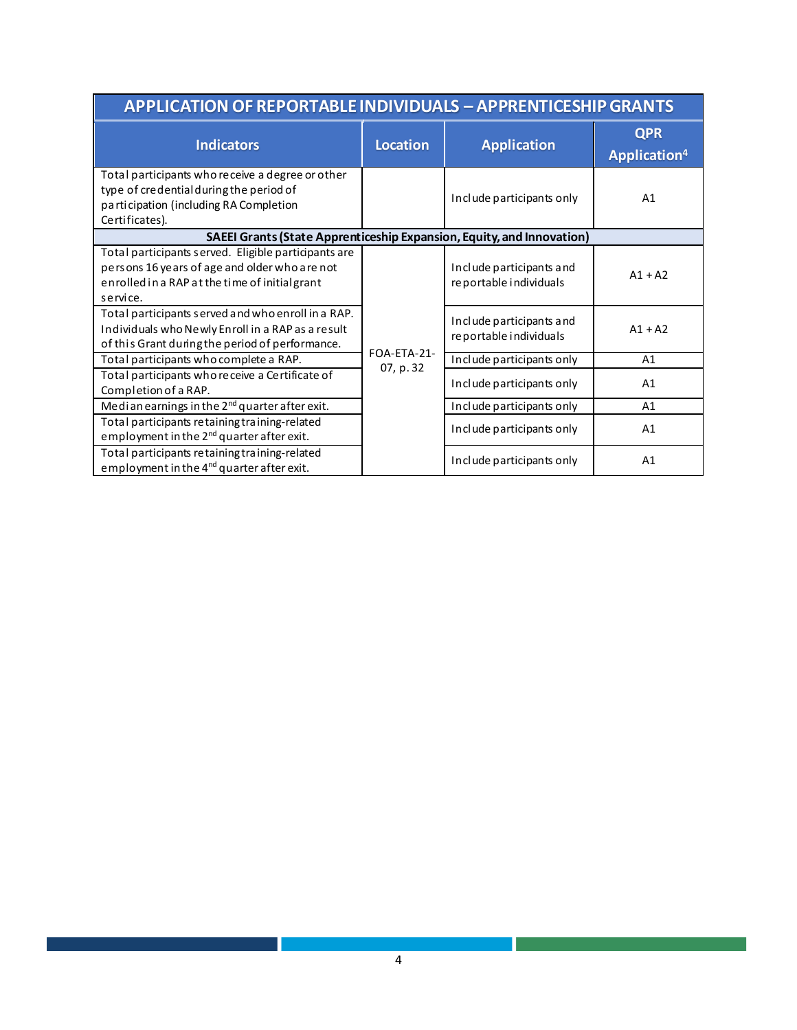| APPLICATION OF REPORTABLE INDIVIDUALS – APPRENTICESHIP GRANTS | | | |
|---|---|---|---|
| **Indicators** | **Location** | **Application** | **QPR Application**[4] |
| Total participants who receive a degree or other type of credential during the period of participation (including RA Completion Certificates). | | Include participants only | A1 |
| **SAEEI Grants (State Apprenticeship Expansion, Equity, and Innovation)** | | | |
| Total participants served. Eligible participants are persons 16 years of age and older who are not enrolled in a RAP at the time of initial grant service. | FOA-ETA-21-07, p. 32 | Include participants and reportable individuals | A1 + A2 |
| Total participants served and who enroll in a RAP. Individuals who Newly Enroll in a RAP as a result of this Grant during the period of performance. | | Include participants and reportable individuals | A1 + A2 |
| Total participants who complete a RAP. | | Include participants only | A1 |
| Total participants who receive a Certificate of Completion of a RAP. | | Include participants only | A1 |
| Median earnings in the 2nd quarter after exit. | | Include participants only | A1 |
| Total participants retaining training-related employment in the 2nd quarter after exit. | | Include participants only | A1 |
| Total participants retaining training-related employment in the 4th quarter after exit. | | Include participants only | A1 |